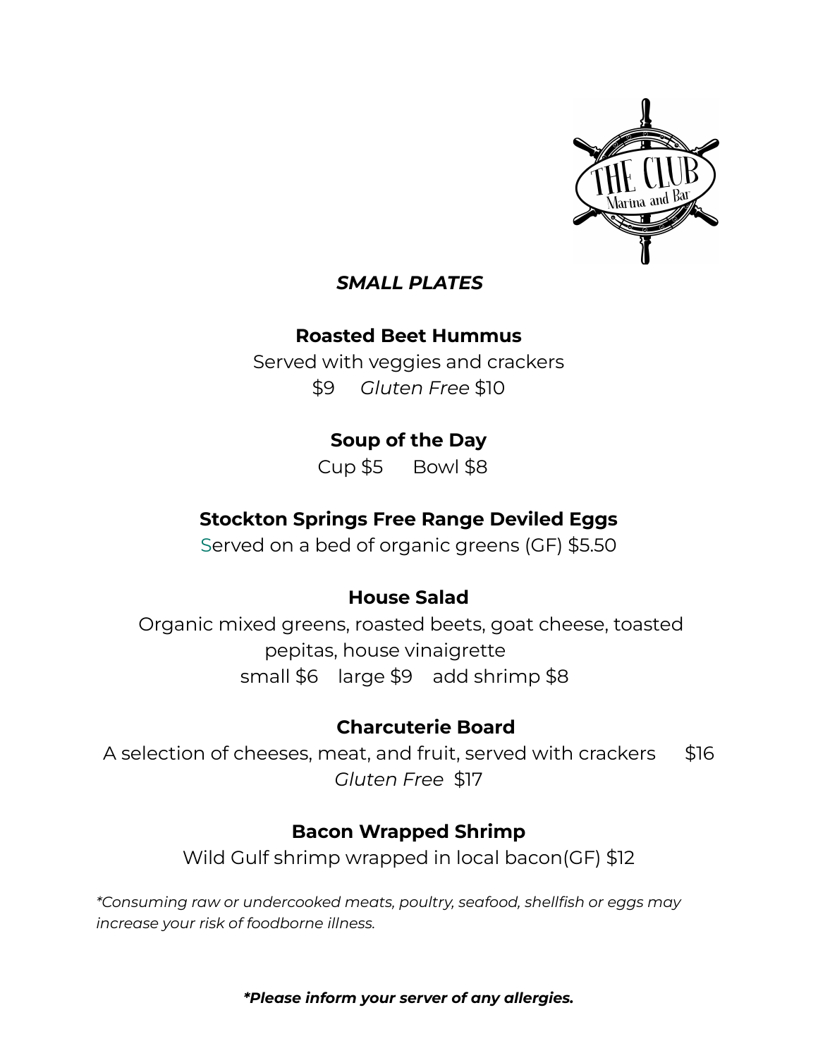***SMALL PLATES***

**Roasted Beet Hummus**

Served with veggies and crackers

$9 *Gluten Free* $10

**Soup of the Day**

Cup $5 Bowl $8

**Stockton Springs Free Range Deviled Eggs**

Served on a bed of organic greens (GF) $5.50

**House Salad**

Organic mixed greens, roasted beets, goat cheese, toasted pepitas, house vinaigrette

small $6 large $9 add shrimp $8

**Charcuterie Board**

A selection of cheeses, meat, and fruit, served with crackers $16

*Gluten Free* $17

**Bacon Wrapped Shrimp**

Wild Gulf shrimp wrapped in local bacon(GF) $12

**Consuming raw or undercooked meats, poultry, seafood, shellfish or eggs may increase your risk of foodborne illness.*

***Please inform your server of any allergies.***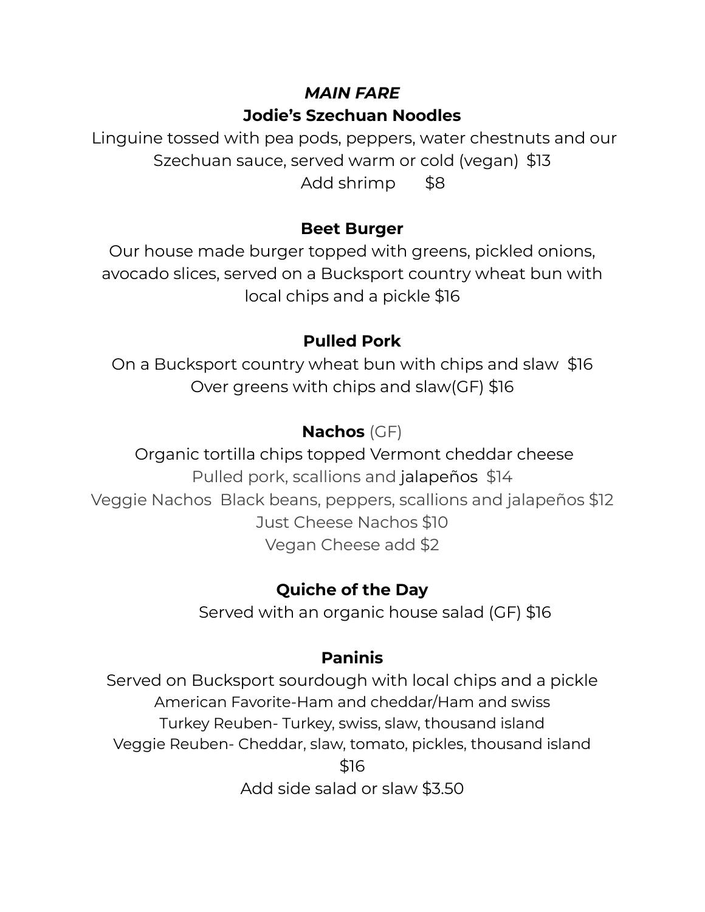## *MAIN FARE*

### Jodie's Szechuan Noodles

Linguine tossed with pea pods, peppers, water chestnuts and our Szechuan sauce, served warm or cold (vegan) $13

Add shrimp $8

### Beet Burger

Our house made burger topped with greens, pickled onions, avocado slices, served on a Bucksport country wheat bun with local chips and a pickle $16

### Pulled Pork

On a Bucksport country wheat bun with chips and slaw $16

Over greens with chips and slaw(GF) $16

### Nachos (GF)

Organic tortilla chips topped Vermont cheddar cheese

Pulled pork, scallions and jalapeños $14

Veggie Nachos Black beans, peppers, scallions and jalapeños $12

Just Cheese Nachos $10

Vegan Cheese add $2

### Quiche of the Day

Served with an organic house salad (GF) $16

### Paninis

Served on Bucksport sourdough with local chips and a pickle

American Favorite-Ham and cheddar/Ham and swiss

Turkey Reuben- Turkey, swiss, slaw, thousand island

Veggie Reuben- Cheddar, slaw, tomato, pickles, thousand island

$16

Add side salad or slaw $3.50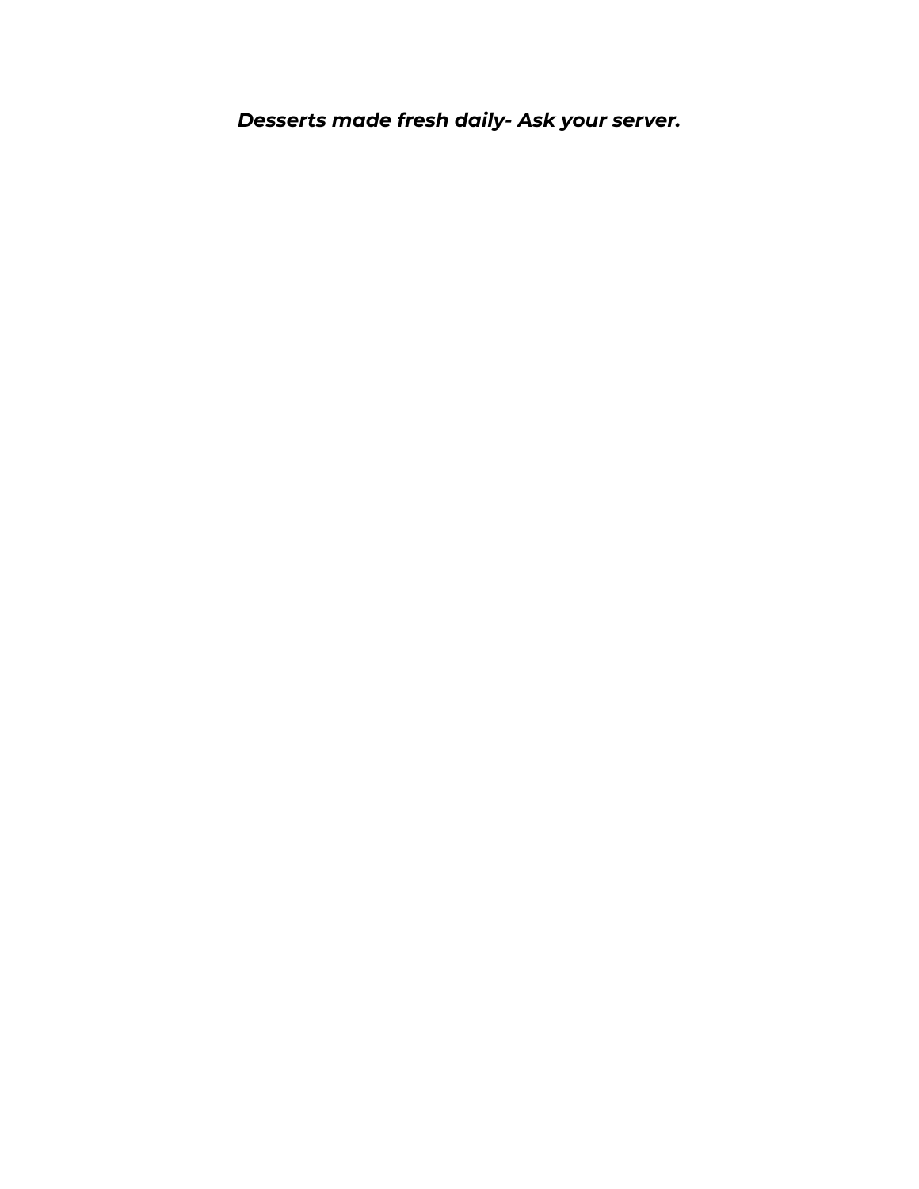***Desserts made fresh daily- Ask your server.***